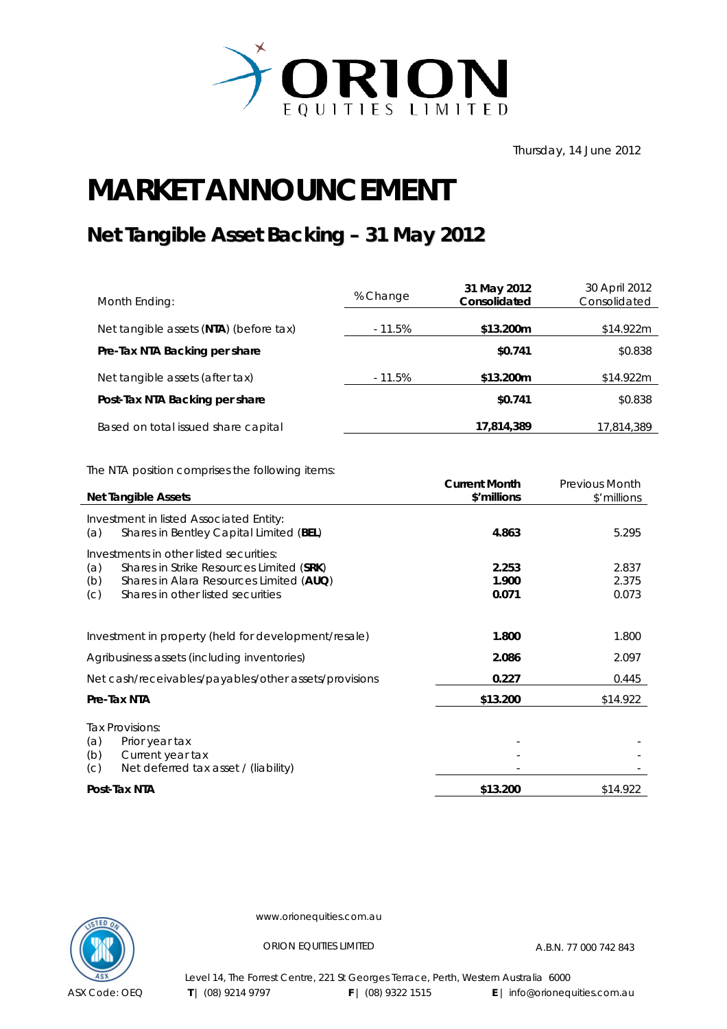ORION EQUITIES LIMITED

Thursday, 14 June 2012

# MARKET ANNOUNCEMENT

## Net Tangible Asset Backing – 31 May 2012

| Month Ending: | % Change | **31 May 2012 Consolidated** | 30 April 2012 Consolidated |
|---|---|---|---|
| Net tangible assets (**NTA**) (before tax) | - 11.5% | **$13.200m** | $14.922m |
| **Pre-Tax NTA Backing per share** | | **$0.741** | $0.838 |
| Net tangible assets (after tax) | - 11.5% | **$13.200m** | $14.922m |
| **Post-Tax NTA Backing per share** | | **$0.741** | $0.838 |
| Based on total issued share capital | | **17,814,389** | 17,814,389 |

The NTA position comprises the following items:

| **Net Tangible Assets** | **Current Month $'millions** | Previous Month $'millions |
|---|---|---|
| Investment in listed Associated Entity: | | |
| (a) Shares in Bentley Capital Limited (**BEL**) | **4.863** | 5.295 |
| Investments in other listed securities: | | |
| (a) Shares in Strike Resources Limited (**SRK**) | **2.253** | 2.837 |
| (b) Shares in Alara Resources Limited (**AUQ**) | **1.900** | 2.375 |
| (c) Shares in other listed securities | **0.071** | 0.073 |
| Investment in property (held for development/resale) | **1.800** | 1.800 |
| Agribusiness assets (including inventories) | **2.086** | 2.097 |
| Net cash/receivables/payables/other assets/provisions | **0.227** | 0.445 |
| **Pre-Tax NTA** | **$13.200** | $14.922 |
| Tax Provisions: | | |
| (a) Prior year tax | - | - |
| (b) Current year tax | - | - |
| (c) Net deferred tax asset / (liability) | - | - |
| **Post-Tax NTA** | **$13.200** | $14.922 |

www.orionequities.com.au

ORION EQUITIES LIMITED A.B.N. 77 000 742 843

Level 14, The Forrest Centre, 221 St Georges Terrace, Perth, Western Australia 6000

ASX Code: OEQ **T** | (08) 9214 9797 **F** | (08) 9322 1515 **E** | info@orionequities.com.au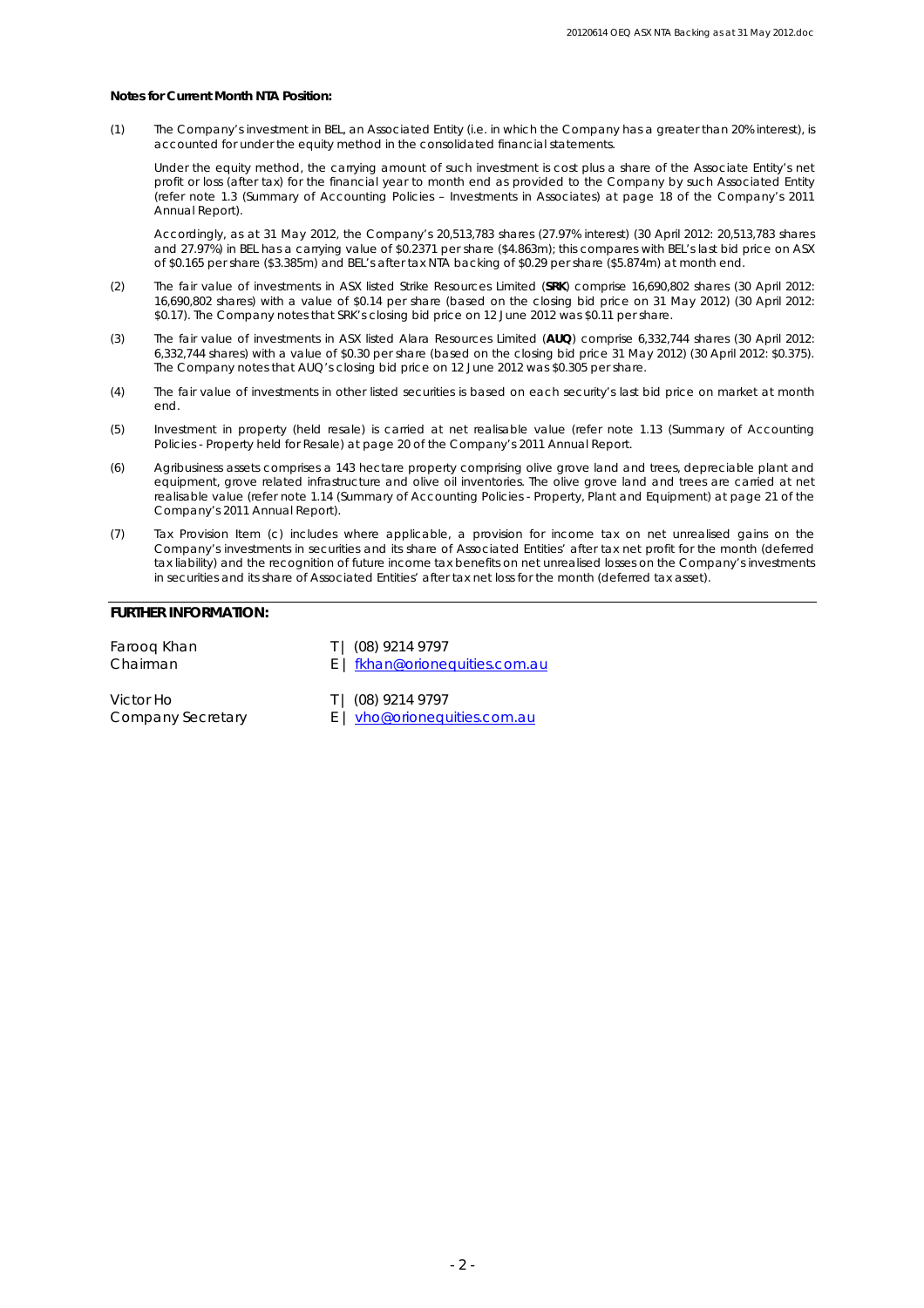**Notes for Current Month NTA Position:**

(1) The Company's investment in BEL, an Associated Entity (i.e. in which the Company has a greater than 20% interest), is accounted for under the equity method in the consolidated financial statements.

Under the equity method, the carrying amount of such investment is cost plus a share of the Associate Entity's net profit or loss (after tax) for the financial year to month end as provided to the Company by such Associated Entity (refer note 1.3 (Summary of Accounting Policies – Investments in Associates) at page 18 of the Company's 2011 Annual Report).

Accordingly, as at 31 May 2012, the Company's 20,513,783 shares (27.97% interest) (30 April 2012: 20,513,783 shares and 27.97%) in BEL has a carrying value of $0.2371 per share ($4.863m); this compares with BEL's last bid price on ASX of $0.165 per share ($3.385m) and BEL's after tax NTA backing of $0.29 per share ($5.874m) at month end.

(2) The fair value of investments in ASX listed Strike Resources Limited (**SRK**) comprise 16,690,802 shares (30 April 2012: 16,690,802 shares) with a value of $0.14 per share (based on the closing bid price on 31 May 2012) (30 April 2012: $0.17). The Company notes that SRK's closing bid price on 12 June 2012 was $0.11 per share.

(3) The fair value of investments in ASX listed Alara Resources Limited (**AUQ**) comprise 6,332,744 shares (30 April 2012: 6,332,744 shares) with a value of $0.30 per share (based on the closing bid price 31 May 2012) (30 April 2012: $0.375). The Company notes that AUQ's closing bid price on 12 June 2012 was $0.305 per share.

(4) The fair value of investments in other listed securities is based on each security's last bid price on market at month end.

(5) Investment in property (held resale) is carried at net realisable value (refer note 1.13 (Summary of Accounting Policies - Property held for Resale) at page 20 of the Company's 2011 Annual Report.

(6) Agribusiness assets comprises a 143 hectare property comprising olive grove land and trees, depreciable plant and equipment, grove related infrastructure and olive oil inventories. The olive grove land and trees are carried at net realisable value (refer note 1.14 (Summary of Accounting Policies - Property, Plant and Equipment) at page 21 of the Company's 2011 Annual Report).

(7) Tax Provision Item (c) includes where applicable, a provision for income tax on net unrealised gains on the Company's investments in securities and its share of Associated Entities' after tax net profit for the month (deferred tax liability) and the recognition of future income tax benefits on net unrealised losses on the Company's investments in securities and its share of Associated Entities' after tax net loss for the month (deferred tax asset).

## FURTHER INFORMATION:

| | |
|---|---|
| Farooq Khan<br>Chairman | T \| (08) 9214 9797<br>E \| fkhan@orionequities.com.au |
| Victor Ho<br>Company Secretary | T \| (08) 9214 9797<br>E \| vho@orionequities.com.au |